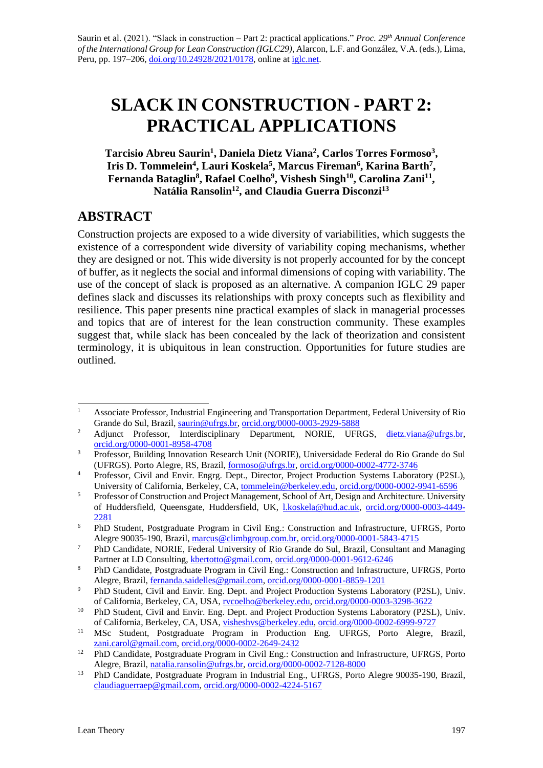Saurin et al. (2021). "Slack in construction – Part 2: practical applications." *Proc. 29th Annual Conference of the International Group for Lean Construction (IGLC29)*, Alarcon, L.F. and González, V.A. (eds.), Lima, Peru, pp. 197–206, doi.org/10.24928/2021/0178, online at iglc.net.

# SLACK IN CONSTRUCTION - PART 2: PRACTICAL APPLICATIONS

**Tarcisio Abreu Saurin[1], Daniela Dietz Viana[2], Carlos Torres Formoso[3], Iris D. Tommelein[4], Lauri Koskela[5], Marcus Fireman[6], Karina Barth[7], Fernanda Bataglin[8], Rafael Coelho[9], Vishesh Singh[10], Carolina Zani[11], Natália Ransolin[12], and Claudia Guerra Disconzi[13]**

## ABSTRACT

Construction projects are exposed to a wide diversity of variabilities, which suggests the existence of a correspondent wide diversity of variability coping mechanisms, whether they are designed or not. This wide diversity is not properly accounted for by the concept of buffer, as it neglects the social and informal dimensions of coping with variability. The use of the concept of slack is proposed as an alternative. A companion IGLC 29 paper defines slack and discusses its relationships with proxy concepts such as flexibility and resilience. This paper presents nine practical examples of slack in managerial processes and topics that are of interest for the lean construction community. These examples suggest that, while slack has been concealed by the lack of theorization and consistent terminology, it is ubiquitous in lean construction. Opportunities for future studies are outlined.

---

[1] Associate Professor, Industrial Engineering and Transportation Department, Federal University of Rio Grande do Sul, Brazil, saurin@ufrgs.br, orcid.org/0000-0003-2929-5888

[2] Adjunct Professor, Interdisciplinary Department, NORIE, UFRGS, dietz.viana@ufrgs.br, orcid.org/0000-0001-8958-4708

[3] Professor, Building Innovation Research Unit (NORIE), Universidade Federal do Rio Grande do Sul (UFRGS). Porto Alegre, RS, Brazil, formoso@ufrgs.br, orcid.org/0000-0002-4772-3746

[4] Professor, Civil and Envir. Engrg. Dept., Director, Project Production Systems Laboratory (P2SL), University of California, Berkeley, CA, tommelein@berkeley.edu, orcid.org/0000-0002-9941-6596

[5] Professor of Construction and Project Management, School of Art, Design and Architecture. University of Huddersfield, Queensgate, Huddersfield, UK, l.koskela@hud.ac.uk, orcid.org/0000-0003-4449-2281

[6] PhD Student, Postgraduate Program in Civil Eng.: Construction and Infrastructure, UFRGS, Porto Alegre 90035-190, Brazil, marcus@climbgroup.com.br, orcid.org/0000-0001-5843-4715

[7] PhD Candidate, NORIE, Federal University of Rio Grande do Sul, Brazil, Consultant and Managing Partner at LD Consulting, kbertotto@gmail.com, orcid.org/0000-0001-9612-6246

[8] PhD Candidate, Postgraduate Program in Civil Eng.: Construction and Infrastructure, UFRGS, Porto Alegre, Brazil, fernanda.saidelles@gmail.com, orcid.org/0000-0001-8859-1201

[9] PhD Student, Civil and Envir. Eng. Dept. and Project Production Systems Laboratory (P2SL), Univ. of California, Berkeley, CA, USA, rvcoelho@berkeley.edu, orcid.org/0000-0003-3298-3622

[10] PhD Student, Civil and Envir. Eng. Dept. and Project Production Systems Laboratory (P2SL), Univ. of California, Berkeley, CA, USA, visheshvs@berkeley.edu, orcid.org/0000-0002-6999-9727

[11] MSc Student, Postgraduate Program in Production Eng. UFRGS, Porto Alegre, Brazil, zani.carol@gmail.com, orcid.org/0000-0002-2649-2432

[12] PhD Candidate, Postgraduate Program in Civil Eng.: Construction and Infrastructure, UFRGS, Porto Alegre, Brazil, natalia.ransolin@ufrgs.br, orcid.org/0000-0002-7128-8000

[13] PhD Candidate, Postgraduate Program in Industrial Eng., UFRGS, Porto Alegre 90035-190, Brazil, claudiaguerraep@gmail.com, orcid.org/0000-0002-4224-5167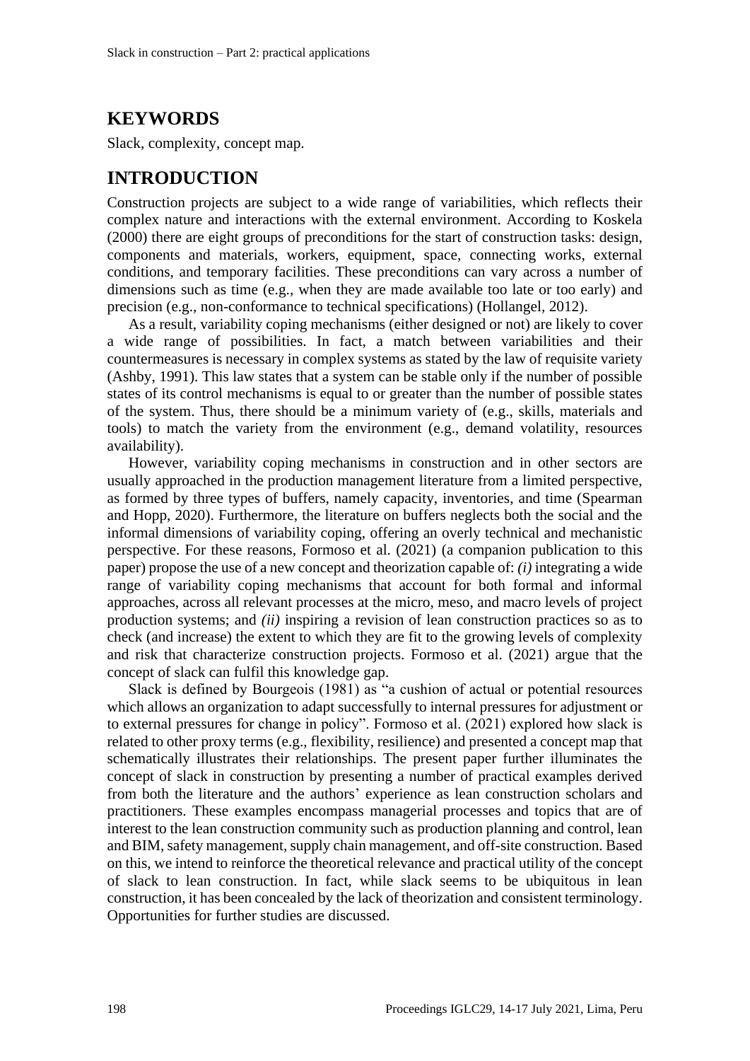## KEYWORDS

Slack, complexity, concept map.

## INTRODUCTION

Construction projects are subject to a wide range of variabilities, which reflects their complex nature and interactions with the external environment. According to Koskela (2000) there are eight groups of preconditions for the start of construction tasks: design, components and materials, workers, equipment, space, connecting works, external conditions, and temporary facilities. These preconditions can vary across a number of dimensions such as time (e.g., when they are made available too late or too early) and precision (e.g., non-conformance to technical specifications) (Hollangel, 2012).

As a result, variability coping mechanisms (either designed or not) are likely to cover a wide range of possibilities. In fact, a match between variabilities and their countermeasures is necessary in complex systems as stated by the law of requisite variety (Ashby, 1991). This law states that a system can be stable only if the number of possible states of its control mechanisms is equal to or greater than the number of possible states of the system. Thus, there should be a minimum variety of (e.g., skills, materials and tools) to match the variety from the environment (e.g., demand volatility, resources availability).

However, variability coping mechanisms in construction and in other sectors are usually approached in the production management literature from a limited perspective, as formed by three types of buffers, namely capacity, inventories, and time (Spearman and Hopp, 2020). Furthermore, the literature on buffers neglects both the social and the informal dimensions of variability coping, offering an overly technical and mechanistic perspective. For these reasons, Formoso et al. (2021) (a companion publication to this paper) propose the use of a new concept and theorization capable of: *(i)* integrating a wide range of variability coping mechanisms that account for both formal and informal approaches, across all relevant processes at the micro, meso, and macro levels of project production systems; and *(ii)* inspiring a revision of lean construction practices so as to check (and increase) the extent to which they are fit to the growing levels of complexity and risk that characterize construction projects. Formoso et al. (2021) argue that the concept of slack can fulfil this knowledge gap.

Slack is defined by Bourgeois (1981) as "a cushion of actual or potential resources which allows an organization to adapt successfully to internal pressures for adjustment or to external pressures for change in policy". Formoso et al. (2021) explored how slack is related to other proxy terms (e.g., flexibility, resilience) and presented a concept map that schematically illustrates their relationships. The present paper further illuminates the concept of slack in construction by presenting a number of practical examples derived from both the literature and the authors' experience as lean construction scholars and practitioners. These examples encompass managerial processes and topics that are of interest to the lean construction community such as production planning and control, lean and BIM, safety management, supply chain management, and off-site construction. Based on this, we intend to reinforce the theoretical relevance and practical utility of the concept of slack to lean construction. In fact, while slack seems to be ubiquitous in lean construction, it has been concealed by the lack of theorization and consistent terminology. Opportunities for further studies are discussed.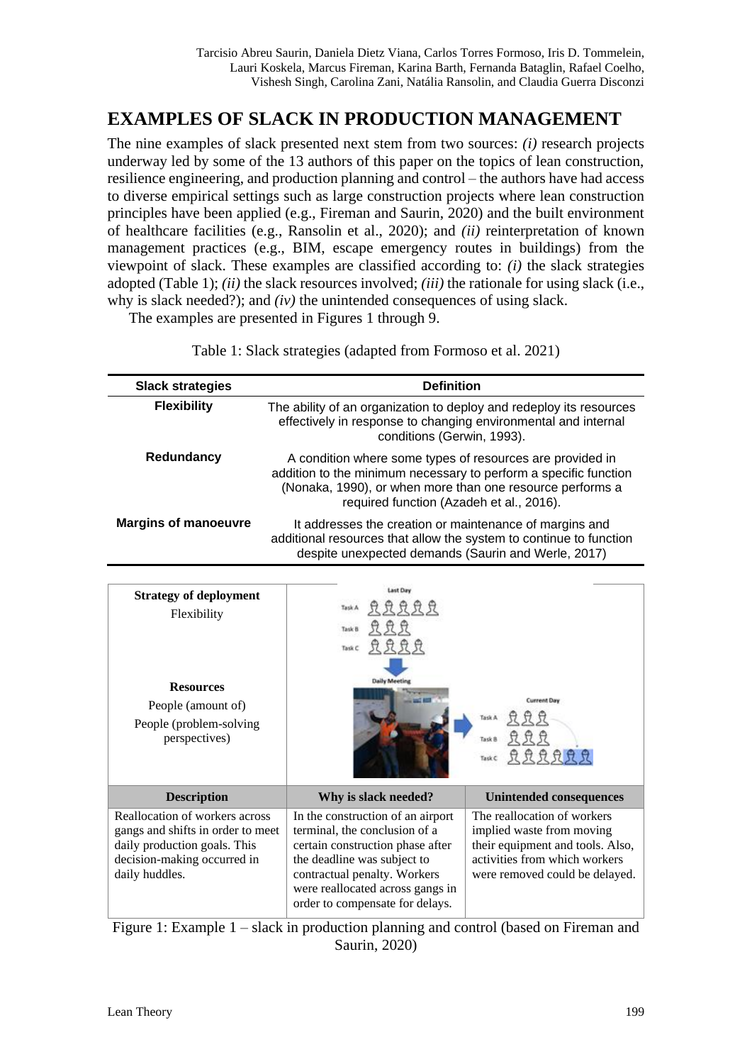## EXAMPLES OF SLACK IN PRODUCTION MANAGEMENT

The nine examples of slack presented next stem from two sources: *(i)* research projects underway led by some of the 13 authors of this paper on the topics of lean construction, resilience engineering, and production planning and control – the authors have had access to diverse empirical settings such as large construction projects where lean construction principles have been applied (e.g., Fireman and Saurin, 2020) and the built environment of healthcare facilities (e.g., Ransolin et al., 2020); and *(ii)* reinterpretation of known management practices (e.g., BIM, escape emergency routes in buildings) from the viewpoint of slack. These examples are classified according to: *(i)* the slack strategies adopted (Table 1); *(ii)* the slack resources involved; *(iii)* the rationale for using slack (i.e., why is slack needed?); and *(iv)* the unintended consequences of using slack.

The examples are presented in Figures 1 through 9.

Table 1: Slack strategies (adapted from Formoso et al. 2021)

| Slack strategies | Definition |
|---|---|
| **Flexibility** | The ability of an organization to deploy and redeploy its resources effectively in response to changing environmental and internal conditions (Gerwin, 1993). |
| **Redundancy** | A condition where some types of resources are provided in addition to the minimum necessary to perform a specific function (Nonaka, 1990), or when more than one resource performs a required function (Azadeh et al., 2016). |
| **Margins of manoeuvre** | It addresses the creation or maintenance of margins and additional resources that allow the system to continue to function despite unexpected demands (Saurin and Werle, 2017) |

| **Strategy of deployment**<br>Flexibility<br><br>**Resources**<br>People (amount of)<br>People (problem-solving perspectives) | | |
|---|---|---|
| **Description** | **Why is slack needed?** | **Unintended consequences** |
| Reallocation of workers across gangs and shifts in order to meet daily production goals. This decision-making occurred in daily huddles. | In the construction of an airport terminal, the conclusion of a certain construction phase after the deadline was subject to contractual penalty. Workers were reallocated across gangs in order to compensate for delays. | The reallocation of workers implied waste from moving their equipment and tools. Also, activities from which workers were removed could be delayed. |

Figure 1: Example 1 – slack in production planning and control (based on Fireman and Saurin, 2020)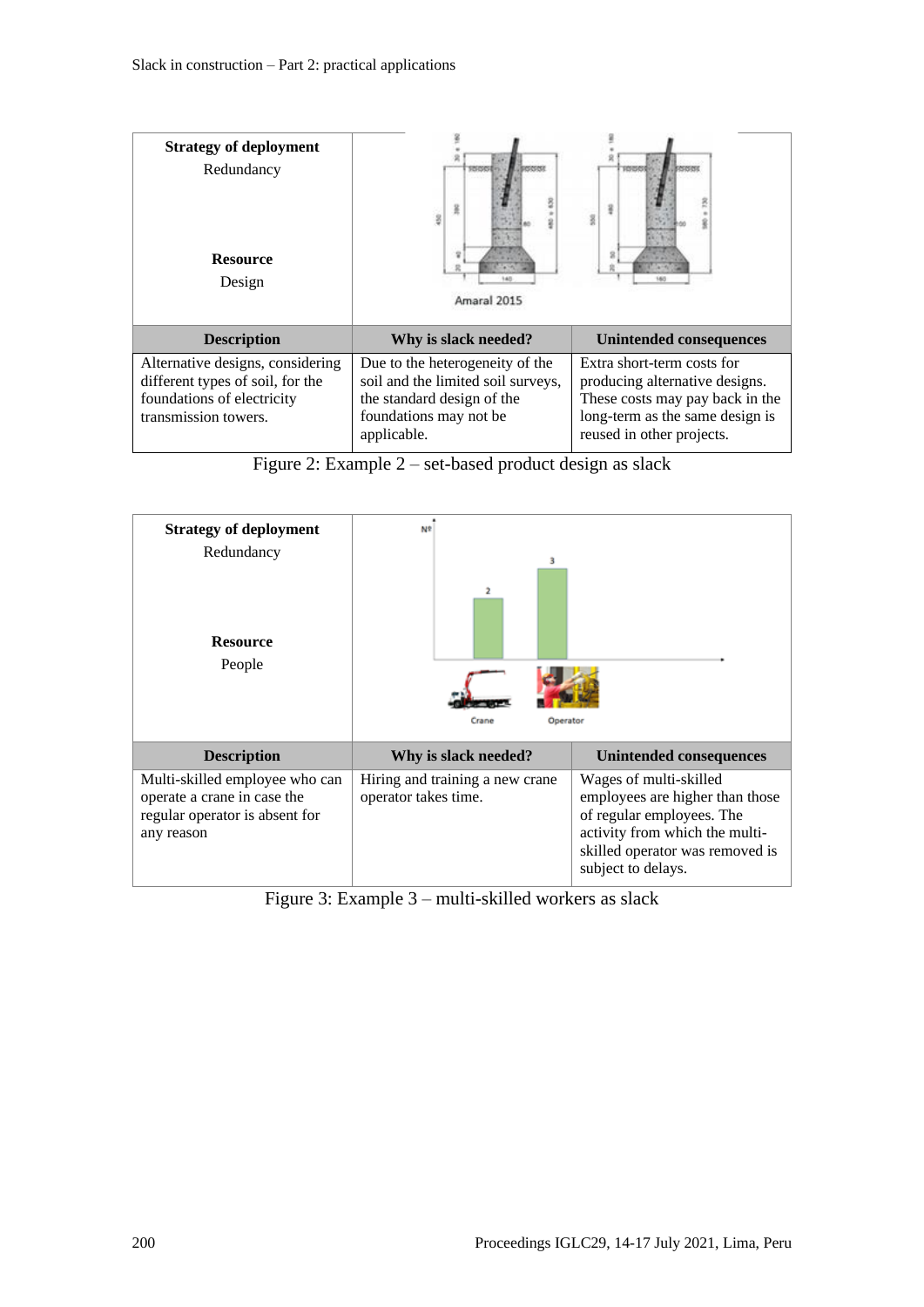| Strategy of deployment<br>Redundancy<br><br>**Resource**<br>Design | | |
|---|---|---|
| **Description** | **Why is slack needed?** | **Unintended consequences** |
| Alternative designs, considering different types of soil, for the foundations of electricity transmission towers. | Due to the heterogeneity of the soil and the limited soil surveys, the standard design of the foundations may not be applicable. | Extra short-term costs for producing alternative designs. These costs may pay back in the long-term as the same design is reused in other projects. |

Amaral 2015

Figure 2: Example 2 – set-based product design as slack

| Strategy of deployment<br>Redundancy<br><br>**Resource**<br>People | | |
|---|---|---|
| **Description** | **Why is slack needed?** | **Unintended consequences** |
| Multi-skilled employee who can operate a crane in case the regular operator is absent for any reason | Hiring and training a new crane operator takes time. | Wages of multi-skilled employees are higher than those of regular employees. The activity from which the multi-skilled operator was removed is subject to delays. |

Figure 3: Example 3 – multi-skilled workers as slack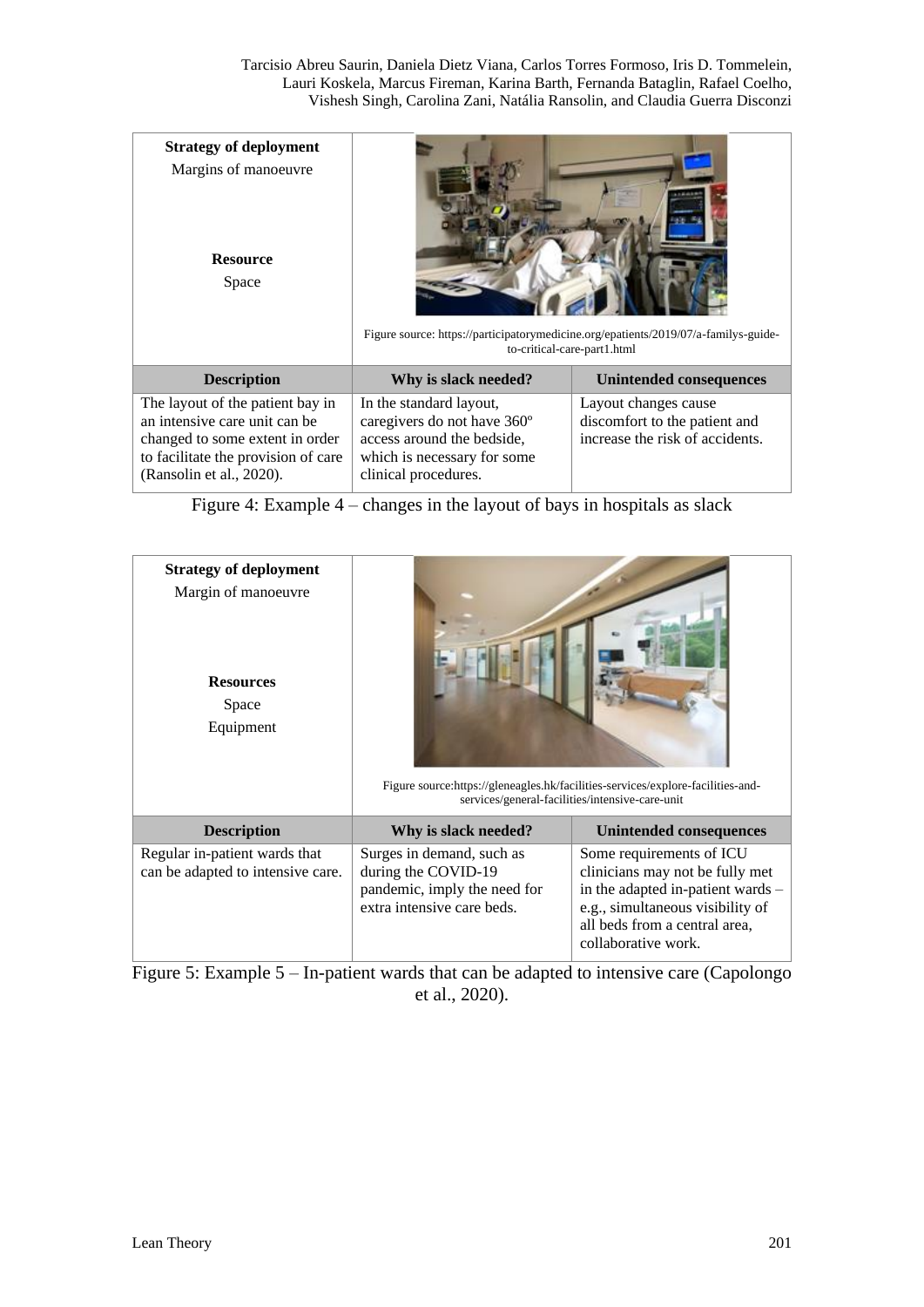| **Strategy of deployment**<br>Margins of manoeuvre<br><br>**Resource**<br>Space | Figure source: https://participatorymedicine.org/epatients/2019/07/a-familys-guide-to-critical-care-part1.html | |
|---|---|---|
| **Description** | **Why is slack needed?** | **Unintended consequences** |
| The layout of the patient bay in an intensive care unit can be changed to some extent in order to facilitate the provision of care (Ransolin et al., 2020). | In the standard layout, caregivers do not have 360º access around the bedside, which is necessary for some clinical procedures. | Layout changes cause discomfort to the patient and increase the risk of accidents. |

Figure 4: Example 4 – changes in the layout of bays in hospitals as slack

| **Strategy of deployment**<br>Margin of manoeuvre<br><br>**Resources**<br>Space<br>Equipment | Figure source:https://gleneagles.hk/facilities-services/explore-facilities-and-services/general-facilities/intensive-care-unit | |
|---|---|---|
| **Description** | **Why is slack needed?** | **Unintended consequences** |
| Regular in-patient wards that can be adapted to intensive care. | Surges in demand, such as during the COVID-19 pandemic, imply the need for extra intensive care beds. | Some requirements of ICU clinicians may not be fully met in the adapted in-patient wards – e.g., simultaneous visibility of all beds from a central area, collaborative work. |

Figure 5: Example 5 – In-patient wards that can be adapted to intensive care (Capolongo et al., 2020).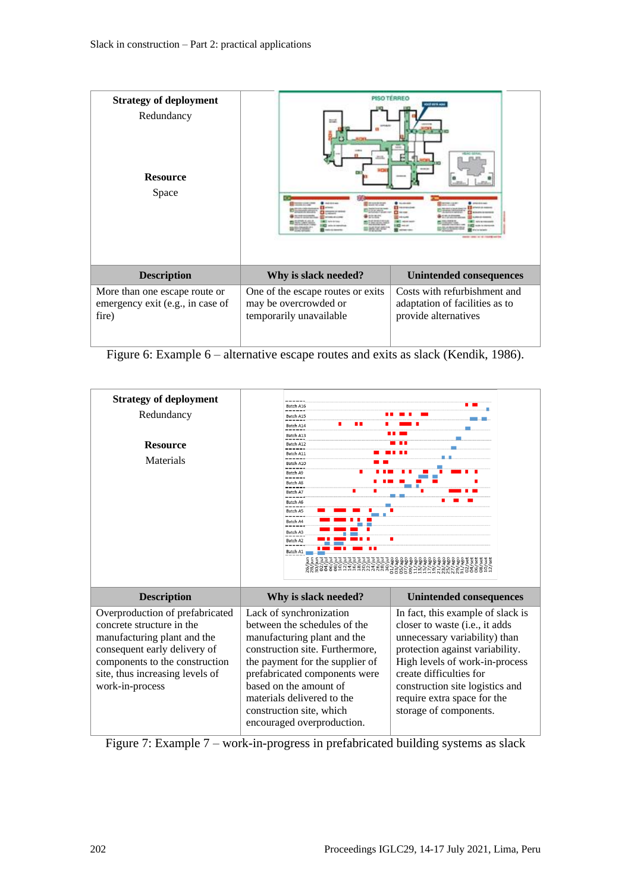| Strategy of deployment<br>Redundancy<br><br>Resource<br>Space | | |
|---|---|---|
| **Description** | **Why is slack needed?** | **Unintended consequences** |
| More than one escape route or emergency exit (e.g., in case of fire) | One of the escape routes or exits may be overcrowded or temporarily unavailable | Costs with refurbishment and adaptation of facilities as to provide alternatives |

Figure 6: Example 6 – alternative escape routes and exits as slack (Kendik, 1986).

| Strategy of deployment<br>Redundancy<br><br>Resource<br>Materials | | |
|---|---|---|
| **Description** | **Why is slack needed?** | **Unintended consequences** |
| Overproduction of prefabricated concrete structure in the manufacturing plant and the consequent early delivery of components to the construction site, thus increasing levels of work-in-process | Lack of synchronization between the schedules of the manufacturing plant and the construction site. Furthermore, the payment for the supplier of prefabricated components were based on the amount of materials delivered to the construction site, which encouraged overproduction. | In fact, this example of slack is closer to waste (i.e., it adds unnecessary variability) than protection against variability. High levels of work-in-process create difficulties for construction site logistics and require extra space for the storage of components. |

Figure 7: Example 7 – work-in-progress in prefabricated building systems as slack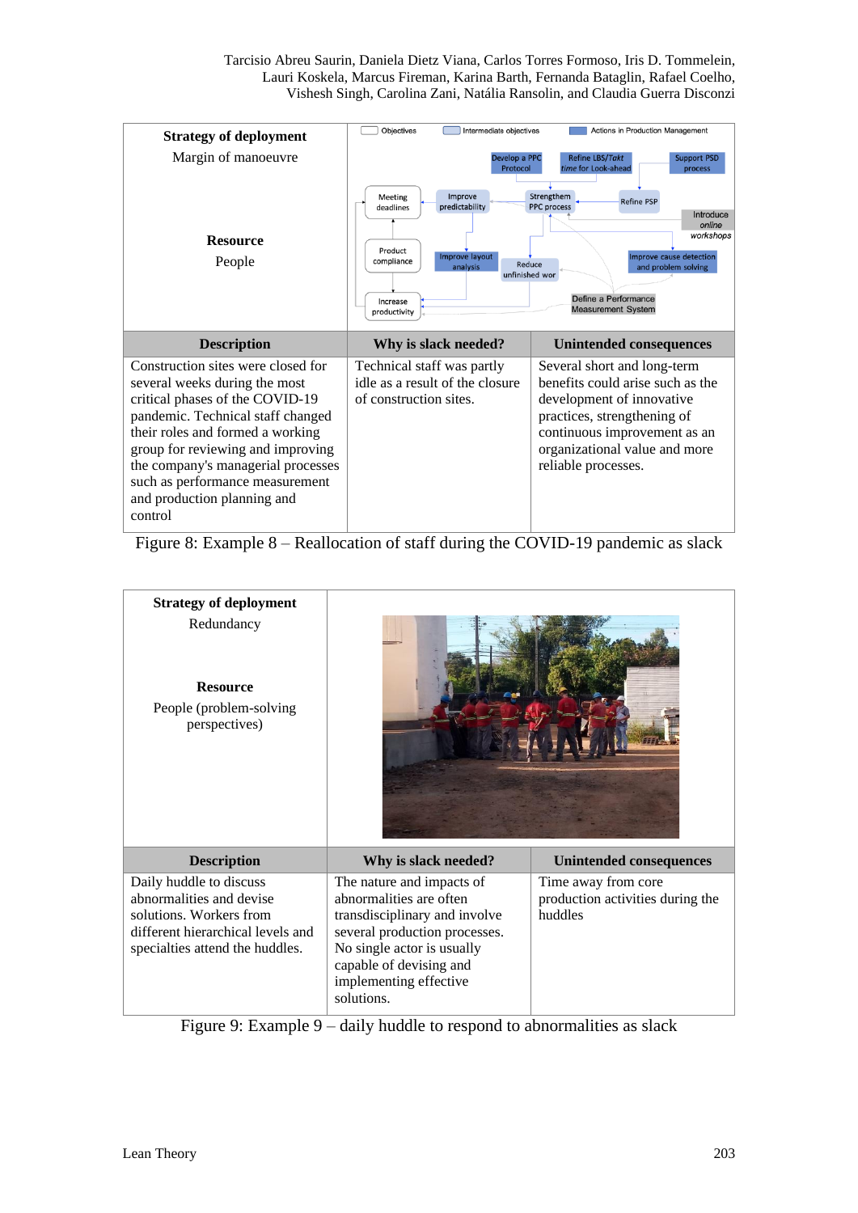| **Strategy of deployment** Margin of manoeuvre **Resource** People | | |
|---|---|---|
| **Description** | **Why is slack needed?** | **Unintended consequences** |
| Construction sites were closed for several weeks during the most critical phases of the COVID-19 pandemic. Technical staff changed their roles and formed a working group for reviewing and improving the company's managerial processes such as performance measurement and production planning and control | Technical staff was partly idle as a result of the closure of construction sites. | Several short and long-term benefits could arise such as the development of innovative practices, strengthening of continuous improvement as an organizational value and more reliable processes. |

Figure 8: Example 8 – Reallocation of staff during the COVID-19 pandemic as slack

| **Strategy of deployment** Redundancy **Resource** People (problem-solving perspectives) | | |
|---|---|---|
| **Description** | **Why is slack needed?** | **Unintended consequences** |
| Daily huddle to discuss abnormalities and devise solutions. Workers from different hierarchical levels and specialties attend the huddles. | The nature and impacts of abnormalities are often transdisciplinary and involve several production processes. No single actor is usually capable of devising and implementing effective solutions. | Time away from core production activities during the huddles |

Figure 9: Example 9 – daily huddle to respond to abnormalities as slack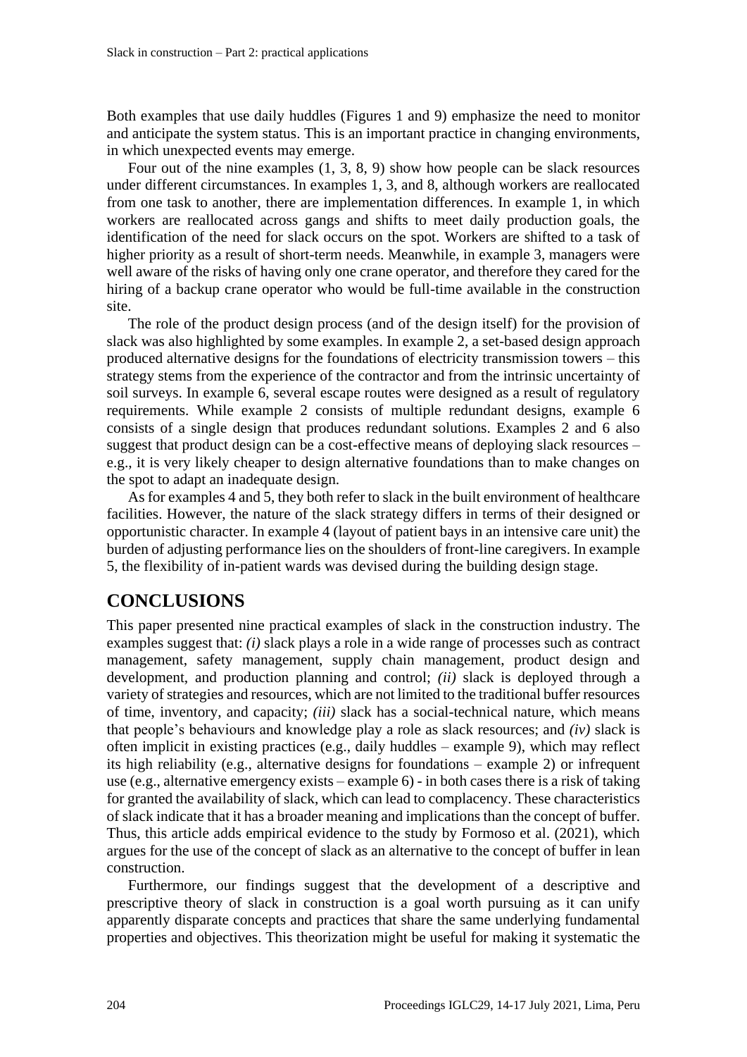Both examples that use daily huddles (Figures 1 and 9) emphasize the need to monitor and anticipate the system status. This is an important practice in changing environments, in which unexpected events may emerge.

Four out of the nine examples (1, 3, 8, 9) show how people can be slack resources under different circumstances. In examples 1, 3, and 8, although workers are reallocated from one task to another, there are implementation differences. In example 1, in which workers are reallocated across gangs and shifts to meet daily production goals, the identification of the need for slack occurs on the spot. Workers are shifted to a task of higher priority as a result of short-term needs. Meanwhile, in example 3, managers were well aware of the risks of having only one crane operator, and therefore they cared for the hiring of a backup crane operator who would be full-time available in the construction site.

The role of the product design process (and of the design itself) for the provision of slack was also highlighted by some examples. In example 2, a set-based design approach produced alternative designs for the foundations of electricity transmission towers – this strategy stems from the experience of the contractor and from the intrinsic uncertainty of soil surveys. In example 6, several escape routes were designed as a result of regulatory requirements. While example 2 consists of multiple redundant designs, example 6 consists of a single design that produces redundant solutions. Examples 2 and 6 also suggest that product design can be a cost-effective means of deploying slack resources – e.g., it is very likely cheaper to design alternative foundations than to make changes on the spot to adapt an inadequate design.

As for examples 4 and 5, they both refer to slack in the built environment of healthcare facilities. However, the nature of the slack strategy differs in terms of their designed or opportunistic character. In example 4 (layout of patient bays in an intensive care unit) the burden of adjusting performance lies on the shoulders of front-line caregivers. In example 5, the flexibility of in-patient wards was devised during the building design stage.

## CONCLUSIONS

This paper presented nine practical examples of slack in the construction industry. The examples suggest that: *(i)* slack plays a role in a wide range of processes such as contract management, safety management, supply chain management, product design and development, and production planning and control; *(ii)* slack is deployed through a variety of strategies and resources, which are not limited to the traditional buffer resources of time, inventory, and capacity; *(iii)* slack has a social-technical nature, which means that people's behaviours and knowledge play a role as slack resources; and *(iv)* slack is often implicit in existing practices (e.g., daily huddles – example 9), which may reflect its high reliability (e.g., alternative designs for foundations – example 2) or infrequent use (e.g., alternative emergency exists – example 6) - in both cases there is a risk of taking for granted the availability of slack, which can lead to complacency. These characteristics of slack indicate that it has a broader meaning and implications than the concept of buffer. Thus, this article adds empirical evidence to the study by Formoso et al. (2021), which argues for the use of the concept of slack as an alternative to the concept of buffer in lean construction.

Furthermore, our findings suggest that the development of a descriptive and prescriptive theory of slack in construction is a goal worth pursuing as it can unify apparently disparate concepts and practices that share the same underlying fundamental properties and objectives. This theorization might be useful for making it systematic the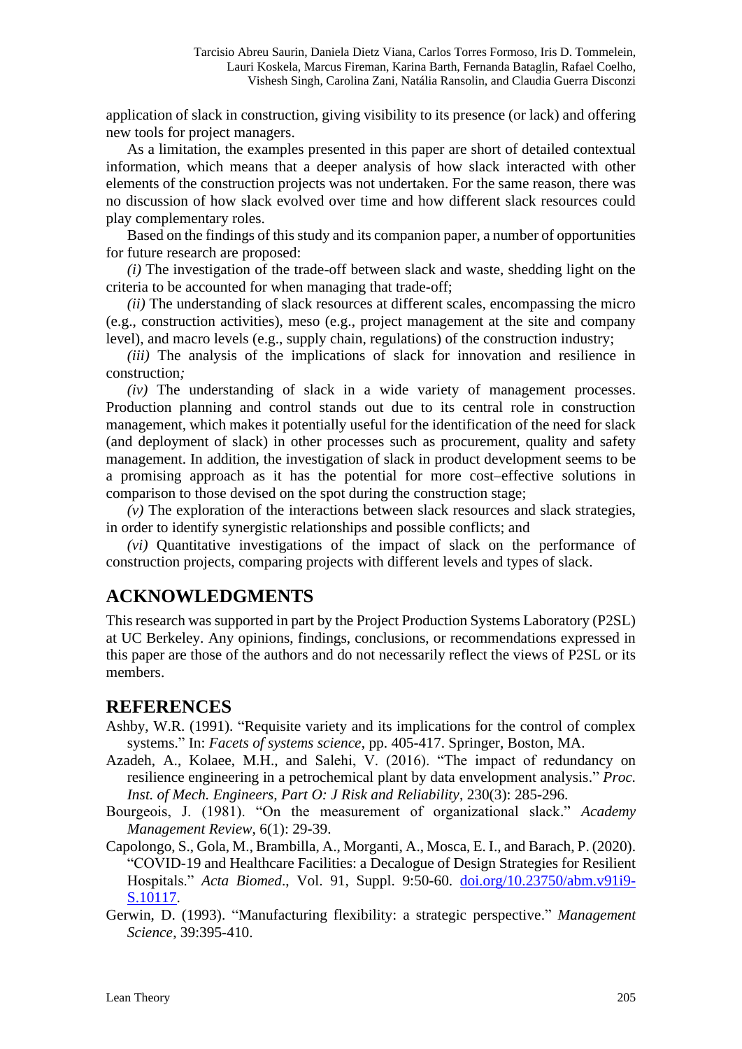application of slack in construction, giving visibility to its presence (or lack) and offering new tools for project managers.

As a limitation, the examples presented in this paper are short of detailed contextual information, which means that a deeper analysis of how slack interacted with other elements of the construction projects was not undertaken. For the same reason, there was no discussion of how slack evolved over time and how different slack resources could play complementary roles.

Based on the findings of this study and its companion paper, a number of opportunities for future research are proposed:

*(i)* The investigation of the trade-off between slack and waste, shedding light on the criteria to be accounted for when managing that trade-off;

*(ii)* The understanding of slack resources at different scales, encompassing the micro (e.g., construction activities), meso (e.g., project management at the site and company level), and macro levels (e.g., supply chain, regulations) of the construction industry;

*(iii)* The analysis of the implications of slack for innovation and resilience in construction*;*

*(iv)* The understanding of slack in a wide variety of management processes. Production planning and control stands out due to its central role in construction management, which makes it potentially useful for the identification of the need for slack (and deployment of slack) in other processes such as procurement, quality and safety management. In addition, the investigation of slack in product development seems to be a promising approach as it has the potential for more cost–effective solutions in comparison to those devised on the spot during the construction stage;

*(v)* The exploration of the interactions between slack resources and slack strategies, in order to identify synergistic relationships and possible conflicts; and

*(vi)* Quantitative investigations of the impact of slack on the performance of construction projects, comparing projects with different levels and types of slack.

## ACKNOWLEDGMENTS

This research was supported in part by the Project Production Systems Laboratory (P2SL) at UC Berkeley. Any opinions, findings, conclusions, or recommendations expressed in this paper are those of the authors and do not necessarily reflect the views of P2SL or its members.

## REFERENCES

Ashby, W.R. (1991). "Requisite variety and its implications for the control of complex systems." In: *Facets of systems science*, pp. 405-417. Springer, Boston, MA.

Azadeh, A., Kolaee, M.H., and Salehi, V. (2016). "The impact of redundancy on resilience engineering in a petrochemical plant by data envelopment analysis." *Proc. Inst. of Mech. Engineers, Part O: J Risk and Reliability*, 230(3): 285-296.

Bourgeois, J. (1981). "On the measurement of organizational slack." *Academy Management Review*, 6(1): 29-39.

Capolongo, S., Gola, M., Brambilla, A., Morganti, A., Mosca, E. I., and Barach, P. (2020). "COVID-19 and Healthcare Facilities: a Decalogue of Design Strategies for Resilient Hospitals." *Acta Biomed*., Vol. 91, Suppl. 9:50-60. doi.org/10.23750/abm.v91i9-S.10117.

Gerwin, D. (1993). "Manufacturing flexibility: a strategic perspective." *Management Science*, 39:395-410.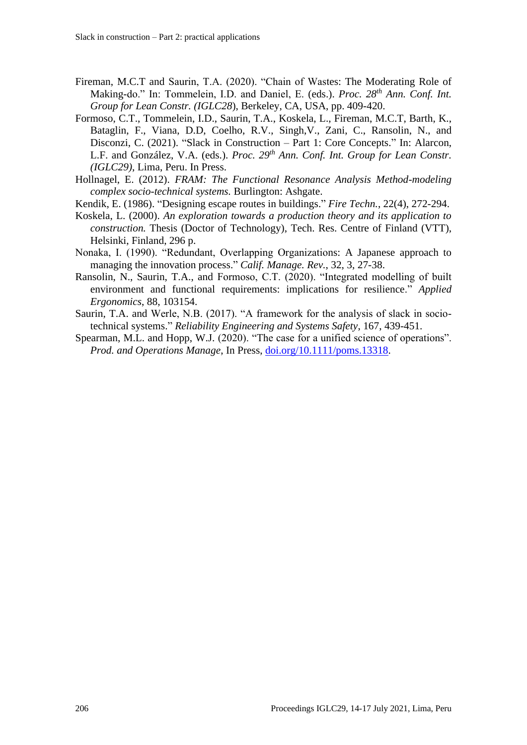Fireman, M.C.T and Saurin, T.A. (2020). "Chain of Wastes: The Moderating Role of Making-do." In: Tommelein, I.D. and Daniel, E. (eds.). *Proc. 28th Ann. Conf. Int. Group for Lean Constr. (IGLC28*), Berkeley, CA, USA, pp. 409-420.

Formoso, C.T., Tommelein, I.D., Saurin, T.A., Koskela, L., Fireman, M.C.T, Barth, K., Bataglin, F., Viana, D.D, Coelho, R.V., Singh,V., Zani, C., Ransolin, N., and Disconzi, C. (2021). "Slack in Construction – Part 1: Core Concepts." In: Alarcon, L.F. and González, V.A. (eds.). *Proc. 29th Ann. Conf. Int. Group for Lean Constr. (IGLC29)*, Lima, Peru. In Press.

Hollnagel, E. (2012). *FRAM: The Functional Resonance Analysis Method-modeling complex socio-technical systems.* Burlington: Ashgate.

Kendik, E. (1986). "Designing escape routes in buildings." *Fire Techn.*, 22(4), 272-294.

Koskela, L. (2000). *An exploration towards a production theory and its application to construction.* Thesis (Doctor of Technology), Tech. Res. Centre of Finland (VTT), Helsinki, Finland, 296 p.

Nonaka, I. (1990). "Redundant, Overlapping Organizations: A Japanese approach to managing the innovation process." *Calif. Manage. Rev.*, 32, 3, 27-38.

Ransolin, N., Saurin, T.A., and Formoso, C.T. (2020). "Integrated modelling of built environment and functional requirements: implications for resilience." *Applied Ergonomics*, 88, 103154.

Saurin, T.A. and Werle, N.B. (2017). "A framework for the analysis of slack in socio-technical systems." *Reliability Engineering and Systems Safety*, 167, 439-451.

Spearman, M.L. and Hopp, W.J. (2020). "The case for a unified science of operations". *Prod. and Operations Manage*, In Press, doi.org/10.1111/poms.13318.